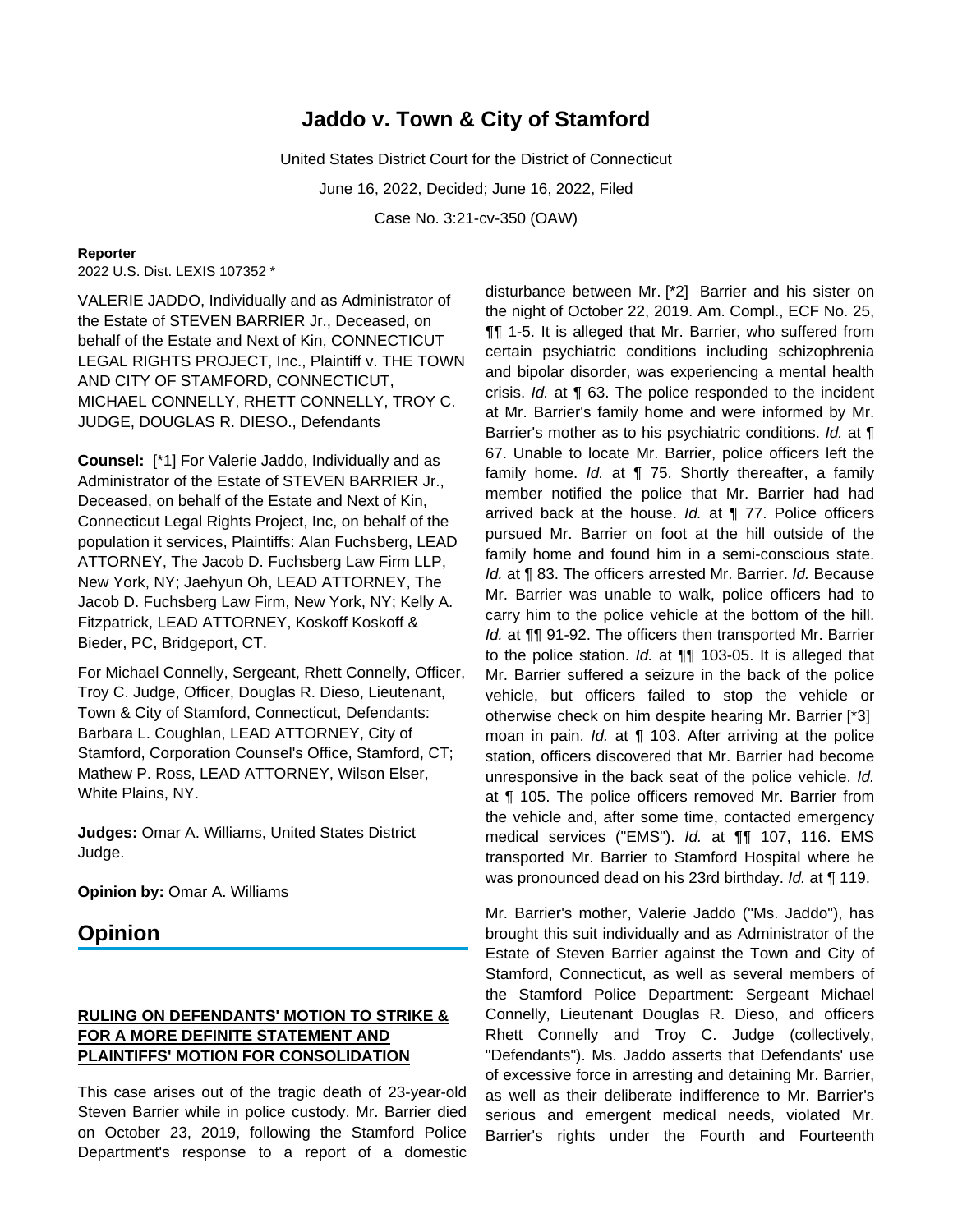# Jaddo v. Town & City of Stamford

United States District Court for the District of Connecticut

June 16, 2022, Decided; June 16, 2022, Filed

Case No. 3:21-cv-350 (OAW)

**Reporter**

2022 U.S. Dist. LEXIS 107352 *

VALERIE JADDO, Individually and as Administrator of the Estate of STEVEN BARRIER Jr., Deceased, on behalf of the Estate and Next of Kin, CONNECTICUT LEGAL RIGHTS PROJECT, Inc., Plaintiff v. THE TOWN AND CITY OF STAMFORD, CONNECTICUT, MICHAEL CONNELLY, RHETT CONNELLY, TROY C. JUDGE, DOUGLAS R. DIESO., Defendants

**Counsel:** [*1] For Valerie Jaddo, Individually and as Administrator of the Estate of STEVEN BARRIER Jr., Deceased, on behalf of the Estate and Next of Kin, Connecticut Legal Rights Project, Inc, on behalf of the population it services, Plaintiffs: Alan Fuchsberg, LEAD ATTORNEY, The Jacob D. Fuchsberg Law Firm LLP, New York, NY; Jaehyun Oh, LEAD ATTORNEY, The Jacob D. Fuchsberg Law Firm, New York, NY; Kelly A. Fitzpatrick, LEAD ATTORNEY, Koskoff Koskoff & Bieder, PC, Bridgeport, CT.

For Michael Connelly, Sergeant, Rhett Connelly, Officer, Troy C. Judge, Officer, Douglas R. Dieso, Lieutenant, Town & City of Stamford, Connecticut, Defendants: Barbara L. Coughlan, LEAD ATTORNEY, City of Stamford, Corporation Counsel's Office, Stamford, CT; Mathew P. Ross, LEAD ATTORNEY, Wilson Elser, White Plains, NY.

**Judges:** Omar A. Williams, United States District Judge.

**Opinion by:** Omar A. Williams

## Opinion

**RULING ON DEFENDANTS' MOTION TO STRIKE & FOR A MORE DEFINITE STATEMENT AND PLAINTIFFS' MOTION FOR CONSOLIDATION**

This case arises out of the tragic death of 23-year-old Steven Barrier while in police custody. Mr. Barrier died on October 23, 2019, following the Stamford Police Department's response to a report of a domestic disturbance between Mr. [*2] Barrier and his sister on the night of October 22, 2019. Am. Compl., ECF No. 25, ¶¶ 1-5. It is alleged that Mr. Barrier, who suffered from certain psychiatric conditions including schizophrenia and bipolar disorder, was experiencing a mental health crisis. *Id.* at ¶ 63. The police responded to the incident at Mr. Barrier's family home and were informed by Mr. Barrier's mother as to his psychiatric conditions. *Id.* at ¶ 67. Unable to locate Mr. Barrier, police officers left the family home. *Id.* at ¶ 75. Shortly thereafter, a family member notified the police that Mr. Barrier had had arrived back at the house. *Id.* at ¶ 77. Police officers pursued Mr. Barrier on foot at the hill outside of the family home and found him in a semi-conscious state. *Id.* at ¶ 83. The officers arrested Mr. Barrier. *Id.* Because Mr. Barrier was unable to walk, police officers had to carry him to the police vehicle at the bottom of the hill. *Id.* at ¶¶ 91-92. The officers then transported Mr. Barrier to the police station. *Id.* at ¶¶ 103-05. It is alleged that Mr. Barrier suffered a seizure in the back of the police vehicle, but officers failed to stop the vehicle or otherwise check on him despite hearing Mr. Barrier [*3] moan in pain. *Id.* at ¶ 103. After arriving at the police station, officers discovered that Mr. Barrier had become unresponsive in the back seat of the police vehicle. *Id.* at ¶ 105. The police officers removed Mr. Barrier from the vehicle and, after some time, contacted emergency medical services ("EMS"). *Id.* at ¶¶ 107, 116. EMS transported Mr. Barrier to Stamford Hospital where he was pronounced dead on his 23rd birthday. *Id.* at ¶ 119.

Mr. Barrier's mother, Valerie Jaddo ("Ms. Jaddo"), has brought this suit individually and as Administrator of the Estate of Steven Barrier against the Town and City of Stamford, Connecticut, as well as several members of the Stamford Police Department: Sergeant Michael Connelly, Lieutenant Douglas R. Dieso, and officers Rhett Connelly and Troy C. Judge (collectively, "Defendants"). Ms. Jaddo asserts that Defendants' use of excessive force in arresting and detaining Mr. Barrier, as well as their deliberate indifference to Mr. Barrier's serious and emergent medical needs, violated Mr. Barrier's rights under the Fourth and Fourteenth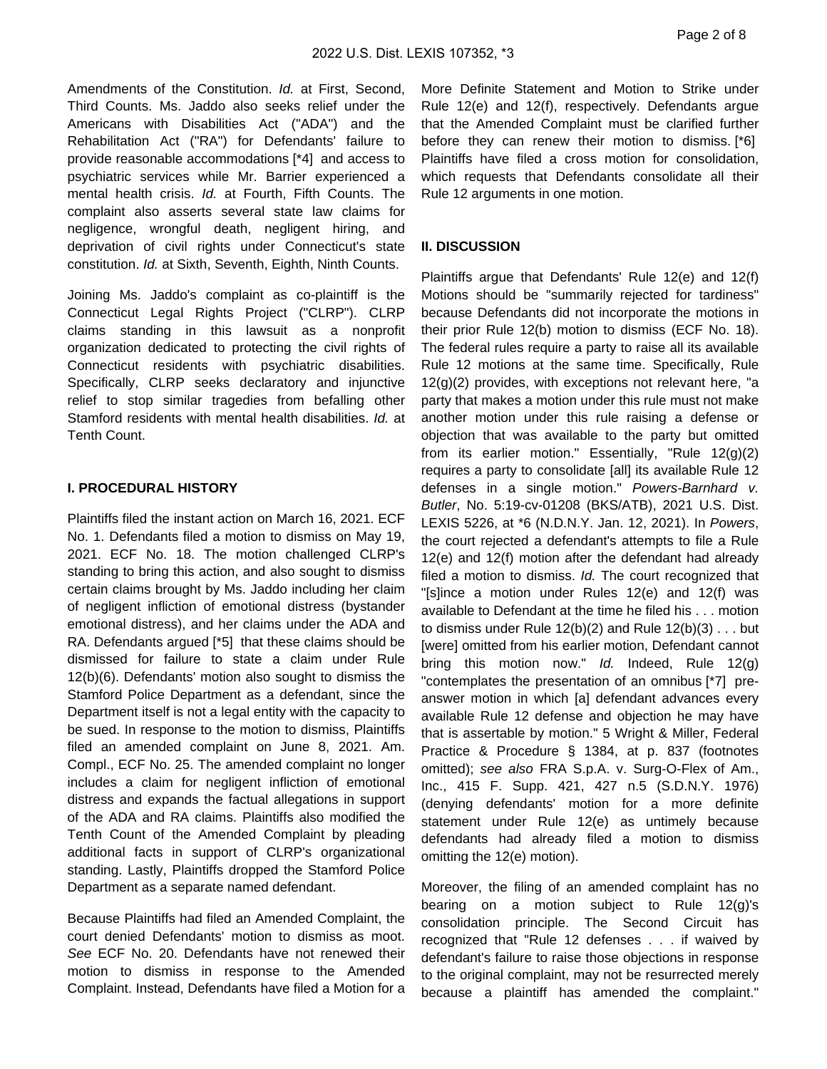Amendments of the Constitution. *Id.* at First, Second, Third Counts. Ms. Jaddo also seeks relief under the Americans with Disabilities Act ("ADA") and the Rehabilitation Act ("RA") for Defendants' failure to provide reasonable accommodations [*4] and access to psychiatric services while Mr. Barrier experienced a mental health crisis. *Id.* at Fourth, Fifth Counts. The complaint also asserts several state law claims for negligence, wrongful death, negligent hiring, and deprivation of civil rights under Connecticut's state constitution. *Id.* at Sixth, Seventh, Eighth, Ninth Counts.

Joining Ms. Jaddo's complaint as co-plaintiff is the Connecticut Legal Rights Project ("CLRP"). CLRP claims standing in this lawsuit as a nonprofit organization dedicated to protecting the civil rights of Connecticut residents with psychiatric disabilities. Specifically, CLRP seeks declaratory and injunctive relief to stop similar tragedies from befalling other Stamford residents with mental health disabilities. *Id.* at Tenth Count.

## I. PROCEDURAL HISTORY

Plaintiffs filed the instant action on March 16, 2021. ECF No. 1. Defendants filed a motion to dismiss on May 19, 2021. ECF No. 18. The motion challenged CLRP's standing to bring this action, and also sought to dismiss certain claims brought by Ms. Jaddo including her claim of negligent infliction of emotional distress (bystander emotional distress), and her claims under the ADA and RA. Defendants argued [*5] that these claims should be dismissed for failure to state a claim under Rule 12(b)(6). Defendants' motion also sought to dismiss the Stamford Police Department as a defendant, since the Department itself is not a legal entity with the capacity to be sued. In response to the motion to dismiss, Plaintiffs filed an amended complaint on June 8, 2021. Am. Compl., ECF No. 25. The amended complaint no longer includes a claim for negligent infliction of emotional distress and expands the factual allegations in support of the ADA and RA claims. Plaintiffs also modified the Tenth Count of the Amended Complaint by pleading additional facts in support of CLRP's organizational standing. Lastly, Plaintiffs dropped the Stamford Police Department as a separate named defendant.

Because Plaintiffs had filed an Amended Complaint, the court denied Defendants' motion to dismiss as moot. *See* ECF No. 20. Defendants have not renewed their motion to dismiss in response to the Amended Complaint. Instead, Defendants have filed a Motion for a More Definite Statement and Motion to Strike under Rule 12(e) and 12(f), respectively. Defendants argue that the Amended Complaint must be clarified further before they can renew their motion to dismiss. [*6] Plaintiffs have filed a cross motion for consolidation, which requests that Defendants consolidate all their Rule 12 arguments in one motion.

## II. DISCUSSION

Plaintiffs argue that Defendants' Rule 12(e) and 12(f) Motions should be "summarily rejected for tardiness" because Defendants did not incorporate the motions in their prior Rule 12(b) motion to dismiss (ECF No. 18). The federal rules require a party to raise all its available Rule 12 motions at the same time. Specifically, Rule 12(g)(2) provides, with exceptions not relevant here, "a party that makes a motion under this rule must not make another motion under this rule raising a defense or objection that was available to the party but omitted from its earlier motion." Essentially, "Rule 12(g)(2) requires a party to consolidate [all] its available Rule 12 defenses in a single motion." *Powers-Barnhard v. Butler*, No. 5:19-cv-01208 (BKS/ATB), 2021 U.S. Dist. LEXIS 5226, at *6 (N.D.N.Y. Jan. 12, 2021). In *Powers*, the court rejected a defendant's attempts to file a Rule 12(e) and 12(f) motion after the defendant had already filed a motion to dismiss. *Id.* The court recognized that "[s]ince a motion under Rules 12(e) and 12(f) was available to Defendant at the time he filed his . . . motion to dismiss under Rule 12(b)(2) and Rule 12(b)(3) . . . but [were] omitted from his earlier motion, Defendant cannot bring this motion now." *Id.* Indeed, Rule 12(g) "contemplates the presentation of an omnibus [*7] pre-answer motion in which [a] defendant advances every available Rule 12 defense and objection he may have that is assertable by motion." 5 Wright & Miller, Federal Practice & Procedure § 1384, at p. 837 (footnotes omitted); *see also* FRA S.p.A. v. Surg-O-Flex of Am., Inc., 415 F. Supp. 421, 427 n.5 (S.D.N.Y. 1976) (denying defendants' motion for a more definite statement under Rule 12(e) as untimely because defendants had already filed a motion to dismiss omitting the 12(e) motion).

Moreover, the filing of an amended complaint has no bearing on a motion subject to Rule 12(g)'s consolidation principle. The Second Circuit has recognized that "Rule 12 defenses . . . if waived by defendant's failure to raise those objections in response to the original complaint, may not be resurrected merely because a plaintiff has amended the complaint."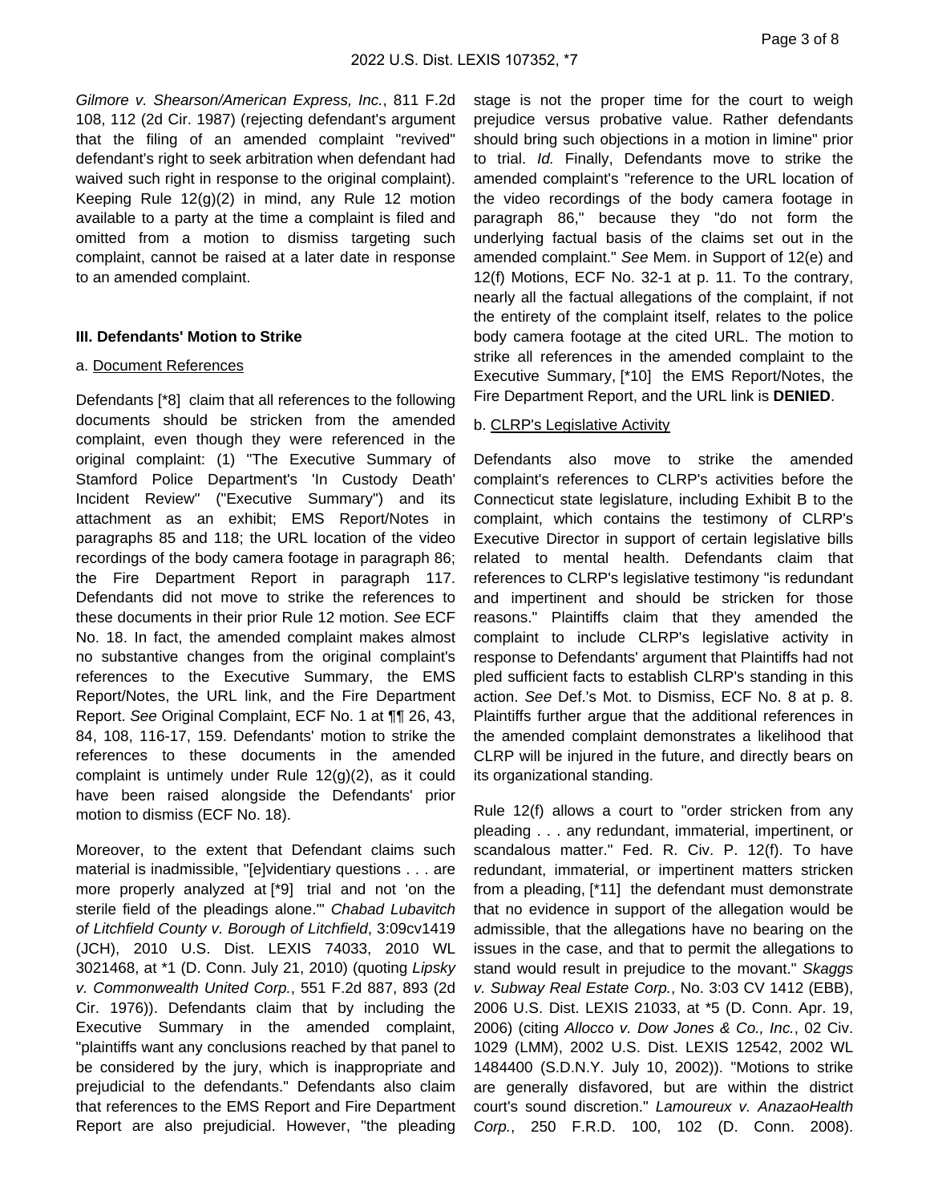*Gilmore v. Shearson/American Express, Inc.*, 811 F.2d 108, 112 (2d Cir. 1987) (rejecting defendant's argument that the filing of an amended complaint "revived" defendant's right to seek arbitration when defendant had waived such right in response to the original complaint). Keeping Rule 12(g)(2) in mind, any Rule 12 motion available to a party at the time a complaint is filed and omitted from a motion to dismiss targeting such complaint, cannot be raised at a later date in response to an amended complaint.

### III. Defendants' Motion to Strike

a. Document References

Defendants [*8] claim that all references to the following documents should be stricken from the amended complaint, even though they were referenced in the original complaint: (1) "The Executive Summary of Stamford Police Department's 'In Custody Death' Incident Review" ("Executive Summary") and its attachment as an exhibit; EMS Report/Notes in paragraphs 85 and 118; the URL location of the video recordings of the body camera footage in paragraph 86; the Fire Department Report in paragraph 117. Defendants did not move to strike the references to these documents in their prior Rule 12 motion. *See* ECF No. 18. In fact, the amended complaint makes almost no substantive changes from the original complaint's references to the Executive Summary, the EMS Report/Notes, the URL link, and the Fire Department Report. *See* Original Complaint, ECF No. 1 at ¶¶ 26, 43, 84, 108, 116-17, 159. Defendants' motion to strike the references to these documents in the amended complaint is untimely under Rule 12(g)(2), as it could have been raised alongside the Defendants' prior motion to dismiss (ECF No. 18).

Moreover, to the extent that Defendant claims such material is inadmissible, "[e]videntiary questions . . . are more properly analyzed at [*9] trial and not 'on the sterile field of the pleadings alone.'" *Chabad Lubavitch of Litchfield County v. Borough of Litchfield*, 3:09cv1419 (JCH), 2010 U.S. Dist. LEXIS 74033, 2010 WL 3021468, at *1 (D. Conn. July 21, 2010) (quoting *Lipsky v. Commonwealth United Corp.*, 551 F.2d 887, 893 (2d Cir. 1976)). Defendants claim that by including the Executive Summary in the amended complaint, "plaintiffs want any conclusions reached by that panel to be considered by the jury, which is inappropriate and prejudicial to the defendants." Defendants also claim that references to the EMS Report and Fire Department Report are also prejudicial. However, "the pleading stage is not the proper time for the court to weigh prejudice versus probative value. Rather defendants should bring such objections in a motion in limine" prior to trial. *Id.* Finally, Defendants move to strike the amended complaint's "reference to the URL location of the video recordings of the body camera footage in paragraph 86," because they "do not form the underlying factual basis of the claims set out in the amended complaint." *See* Mem. in Support of 12(e) and 12(f) Motions, ECF No. 32-1 at p. 11. To the contrary, nearly all the factual allegations of the complaint, if not the entirety of the complaint itself, relates to the police body camera footage at the cited URL. The motion to strike all references in the amended complaint to the Executive Summary, [*10] the EMS Report/Notes, the Fire Department Report, and the URL link is **DENIED**.

b. CLRP's Legislative Activity

Defendants also move to strike the amended complaint's references to CLRP's activities before the Connecticut state legislature, including Exhibit B to the complaint, which contains the testimony of CLRP's Executive Director in support of certain legislative bills related to mental health. Defendants claim that references to CLRP's legislative testimony "is redundant and impertinent and should be stricken for those reasons." Plaintiffs claim that they amended the complaint to include CLRP's legislative activity in response to Defendants' argument that Plaintiffs had not pled sufficient facts to establish CLRP's standing in this action. *See* Def.'s Mot. to Dismiss, ECF No. 8 at p. 8. Plaintiffs further argue that the additional references in the amended complaint demonstrates a likelihood that CLRP will be injured in the future, and directly bears on its organizational standing.

Rule 12(f) allows a court to "order stricken from any pleading . . . any redundant, immaterial, impertinent, or scandalous matter." Fed. R. Civ. P. 12(f). To have redundant, immaterial, or impertinent matters stricken from a pleading, [*11] the defendant must demonstrate that no evidence in support of the allegation would be admissible, that the allegations have no bearing on the issues in the case, and that to permit the allegations to stand would result in prejudice to the movant." *Skaggs v. Subway Real Estate Corp.*, No. 3:03 CV 1412 (EBB), 2006 U.S. Dist. LEXIS 21033, at *5 (D. Conn. Apr. 19, 2006) (citing *Allocco v. Dow Jones & Co., Inc.*, 02 Civ. 1029 (LMM), 2002 U.S. Dist. LEXIS 12542, 2002 WL 1484400 (S.D.N.Y. July 10, 2002)). "Motions to strike are generally disfavored, but are within the district court's sound discretion." *Lamoureux v. AnazaoHealth Corp.*, 250 F.R.D. 100, 102 (D. Conn. 2008).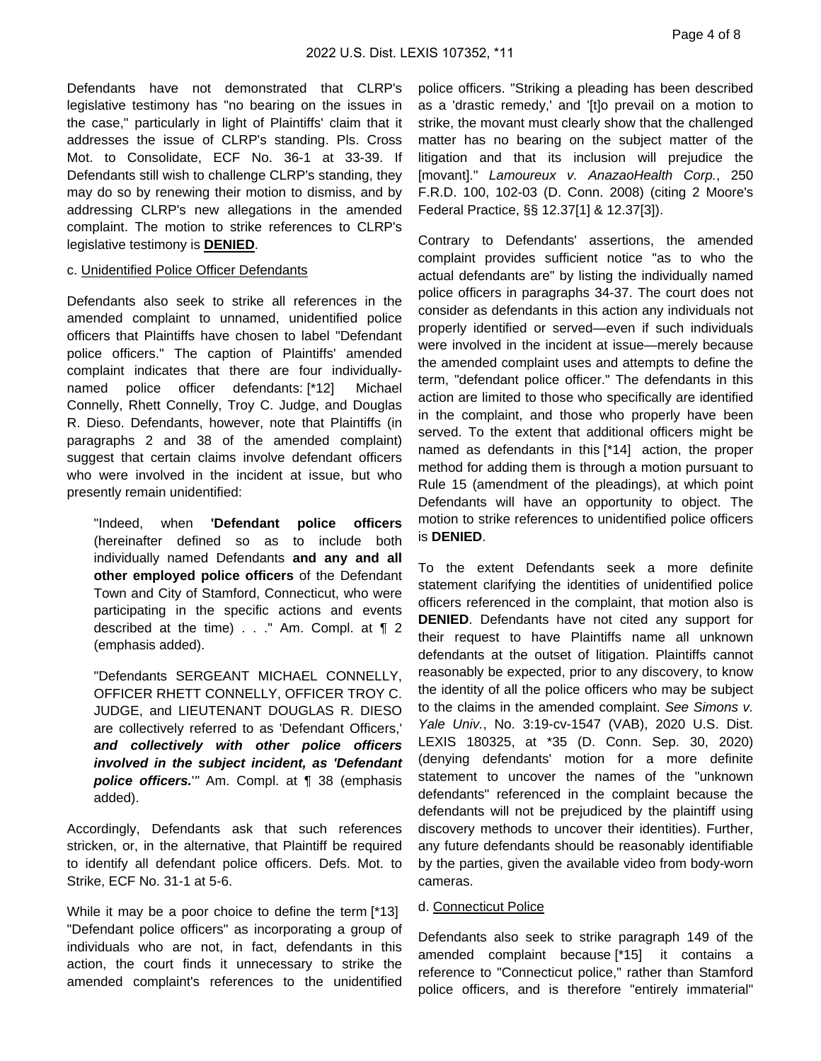Defendants have not demonstrated that CLRP's legislative testimony has "no bearing on the issues in the case," particularly in light of Plaintiffs' claim that it addresses the issue of CLRP's standing. Pls. Cross Mot. to Consolidate, ECF No. 36-1 at 33-39. If Defendants still wish to challenge CLRP's standing, they may do so by renewing their motion to dismiss, and by addressing CLRP's new allegations in the amended complaint. The motion to strike references to CLRP's legislative testimony is **DENIED**.

c. Unidentified Police Officer Defendants

Defendants also seek to strike all references in the amended complaint to unnamed, unidentified police officers that Plaintiffs have chosen to label "Defendant police officers." The caption of Plaintiffs' amended complaint indicates that there are four individually-named police officer defendants: [*12] Michael Connelly, Rhett Connelly, Troy C. Judge, and Douglas R. Dieso. Defendants, however, note that Plaintiffs (in paragraphs 2 and 38 of the amended complaint) suggest that certain claims involve defendant officers who were involved in the incident at issue, but who presently remain unidentified:

> "Indeed, when **'Defendant police officers** (hereinafter defined so as to include both individually named Defendants **and any and all other employed police officers** of the Defendant Town and City of Stamford, Connecticut, who were participating in the specific actions and events described at the time) . . ." Am. Compl. at ¶ 2 (emphasis added).

> "Defendants SERGEANT MICHAEL CONNELLY, OFFICER RHETT CONNELLY, OFFICER TROY C. JUDGE, and LIEUTENANT DOUGLAS R. DIESO are collectively referred to as 'Defendant Officers,' ***and collectively with other police officers involved in the subject incident, as 'Defendant police officers.'"*** Am. Compl. at ¶ 38 (emphasis added).

Accordingly, Defendants ask that such references stricken, or, in the alternative, that Plaintiff be required to identify all defendant police officers. Defs. Mot. to Strike, ECF No. 31-1 at 5-6.

While it may be a poor choice to define the term [*13] "Defendant police officers" as incorporating a group of individuals who are not, in fact, defendants in this action, the court finds it unnecessary to strike the amended complaint's references to the unidentified police officers. "Striking a pleading has been described as a 'drastic remedy,' and '[t]o prevail on a motion to strike, the movant must clearly show that the challenged matter has no bearing on the subject matter of the litigation and that its inclusion will prejudice the [movant]." *Lamoureux v. AnazaoHealth Corp.*, 250 F.R.D. 100, 102-03 (D. Conn. 2008) (citing 2 Moore's Federal Practice, §§ 12.37[1] & 12.37[3]).

Contrary to Defendants' assertions, the amended complaint provides sufficient notice "as to who the actual defendants are" by listing the individually named police officers in paragraphs 34-37. The court does not consider as defendants in this action any individuals not properly identified or served—even if such individuals were involved in the incident at issue—merely because the amended complaint uses and attempts to define the term, "defendant police officer." The defendants in this action are limited to those who specifically are identified in the complaint, and those who properly have been served. To the extent that additional officers might be named as defendants in this [*14] action, the proper method for adding them is through a motion pursuant to Rule 15 (amendment of the pleadings), at which point Defendants will have an opportunity to object. The motion to strike references to unidentified police officers is **DENIED**.

To the extent Defendants seek a more definite statement clarifying the identities of unidentified police officers referenced in the complaint, that motion also is **DENIED**. Defendants have not cited any support for their request to have Plaintiffs name all unknown defendants at the outset of litigation. Plaintiffs cannot reasonably be expected, prior to any discovery, to know the identity of all the police officers who may be subject to the claims in the amended complaint. *See Simons v. Yale Univ.*, No. 3:19-cv-1547 (VAB), 2020 U.S. Dist. LEXIS 180325, at *35 (D. Conn. Sep. 30, 2020) (denying defendants' motion for a more definite statement to uncover the names of the "unknown defendants" referenced in the complaint because the defendants will not be prejudiced by the plaintiff using discovery methods to uncover their identities). Further, any future defendants should be reasonably identifiable by the parties, given the available video from body-worn cameras.

d. Connecticut Police

Defendants also seek to strike paragraph 149 of the amended complaint because [*15] it contains a reference to "Connecticut police," rather than Stamford police officers, and is therefore "entirely immaterial"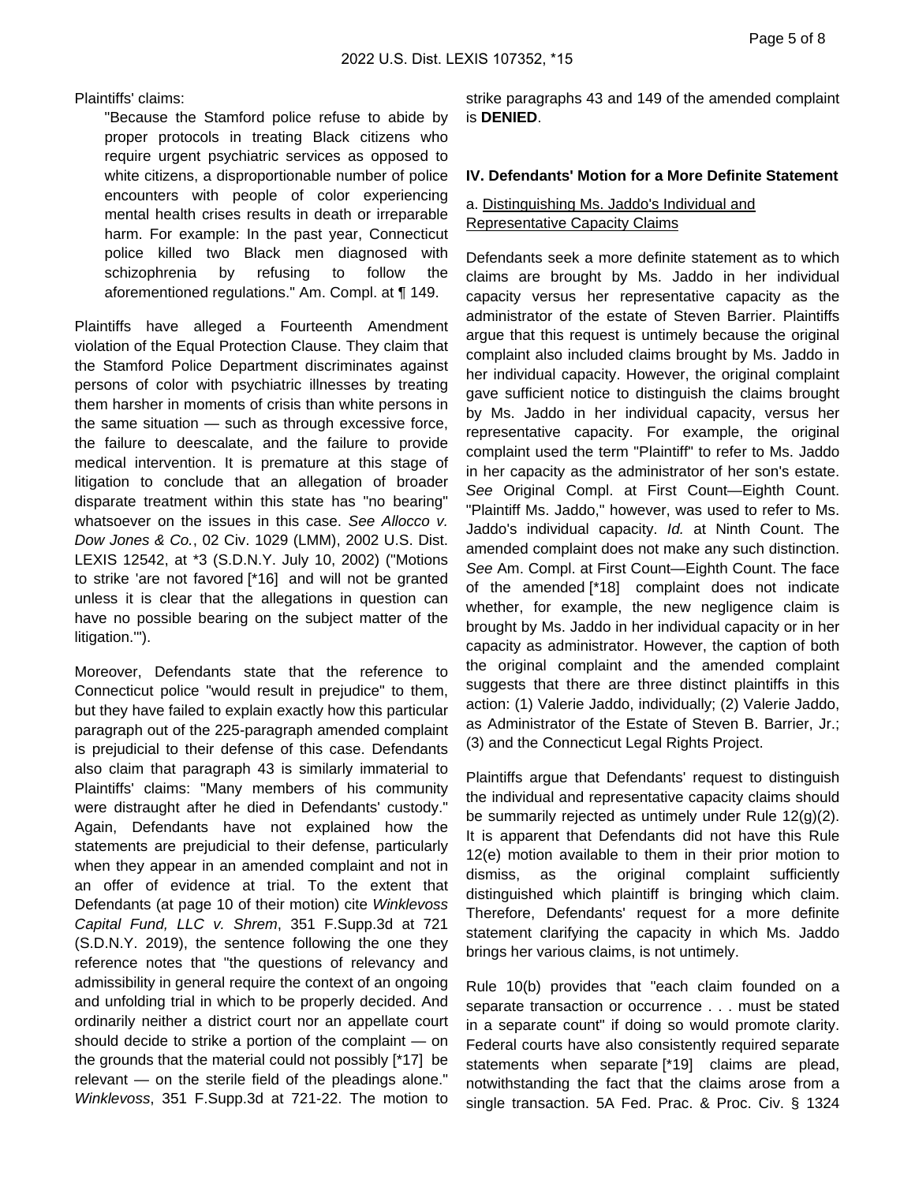Plaintiffs' claims:

> "Because the Stamford police refuse to abide by proper protocols in treating Black citizens who require urgent psychiatric services as opposed to white citizens, a disproportionable number of police encounters with people of color experiencing mental health crises results in death or irreparable harm. For example: In the past year, Connecticut police killed two Black men diagnosed with schizophrenia by refusing to follow the aforementioned regulations." Am. Compl. at ¶ 149.

Plaintiffs have alleged a Fourteenth Amendment violation of the Equal Protection Clause. They claim that the Stamford Police Department discriminates against persons of color with psychiatric illnesses by treating them harsher in moments of crisis than white persons in the same situation — such as through excessive force, the failure to deescalate, and the failure to provide medical intervention. It is premature at this stage of litigation to conclude that an allegation of broader disparate treatment within this state has "no bearing" whatsoever on the issues in this case. *See Allocco v. Dow Jones & Co.*, 02 Civ. 1029 (LMM), 2002 U.S. Dist. LEXIS 12542, at *3 (S.D.N.Y. July 10, 2002) ("Motions to strike 'are not favored [*16] and will not be granted unless it is clear that the allegations in question can have no possible bearing on the subject matter of the litigation.'").

Moreover, Defendants state that the reference to Connecticut police "would result in prejudice" to them, but they have failed to explain exactly how this particular paragraph out of the 225-paragraph amended complaint is prejudicial to their defense of this case. Defendants also claim that paragraph 43 is similarly immaterial to Plaintiffs' claims: "Many members of his community were distraught after he died in Defendants' custody." Again, Defendants have not explained how the statements are prejudicial to their defense, particularly when they appear in an amended complaint and not in an offer of evidence at trial. To the extent that Defendants (at page 10 of their motion) cite *Winklevoss Capital Fund, LLC v. Shrem*, 351 F.Supp.3d at 721 (S.D.N.Y. 2019), the sentence following the one they reference notes that "the questions of relevancy and admissibility in general require the context of an ongoing and unfolding trial in which to be properly decided. And ordinarily neither a district court nor an appellate court should decide to strike a portion of the complaint — on the grounds that the material could not possibly [*17] be relevant — on the sterile field of the pleadings alone." *Winklevoss*, 351 F.Supp.3d at 721-22. The motion to strike paragraphs 43 and 149 of the amended complaint is **DENIED**.

### IV. Defendants' Motion for a More Definite Statement

a. Distinguishing Ms. Jaddo's Individual and Representative Capacity Claims

Defendants seek a more definite statement as to which claims are brought by Ms. Jaddo in her individual capacity versus her representative capacity as the administrator of the estate of Steven Barrier. Plaintiffs argue that this request is untimely because the original complaint also included claims brought by Ms. Jaddo in her individual capacity. However, the original complaint gave sufficient notice to distinguish the claims brought by Ms. Jaddo in her individual capacity, versus her representative capacity. For example, the original complaint used the term "Plaintiff" to refer to Ms. Jaddo in her capacity as the administrator of her son's estate. *See* Original Compl. at First Count—Eighth Count. "Plaintiff Ms. Jaddo," however, was used to refer to Ms. Jaddo's individual capacity. *Id.* at Ninth Count. The amended complaint does not make any such distinction. *See* Am. Compl. at First Count—Eighth Count. The face of the amended [*18] complaint does not indicate whether, for example, the new negligence claim is brought by Ms. Jaddo in her individual capacity or in her capacity as administrator. However, the caption of both the original complaint and the amended complaint suggests that there are three distinct plaintiffs in this action: (1) Valerie Jaddo, individually; (2) Valerie Jaddo, as Administrator of the Estate of Steven B. Barrier, Jr.; (3) and the Connecticut Legal Rights Project.

Plaintiffs argue that Defendants' request to distinguish the individual and representative capacity claims should be summarily rejected as untimely under Rule 12(g)(2). It is apparent that Defendants did not have this Rule 12(e) motion available to them in their prior motion to dismiss, as the original complaint sufficiently distinguished which plaintiff is bringing which claim. Therefore, Defendants' request for a more definite statement clarifying the capacity in which Ms. Jaddo brings her various claims, is not untimely.

Rule 10(b) provides that "each claim founded on a separate transaction or occurrence . . . must be stated in a separate count" if doing so would promote clarity. Federal courts have also consistently required separate statements when separate [*19] claims are plead, notwithstanding the fact that the claims arose from a single transaction. 5A Fed. Prac. & Proc. Civ. § 1324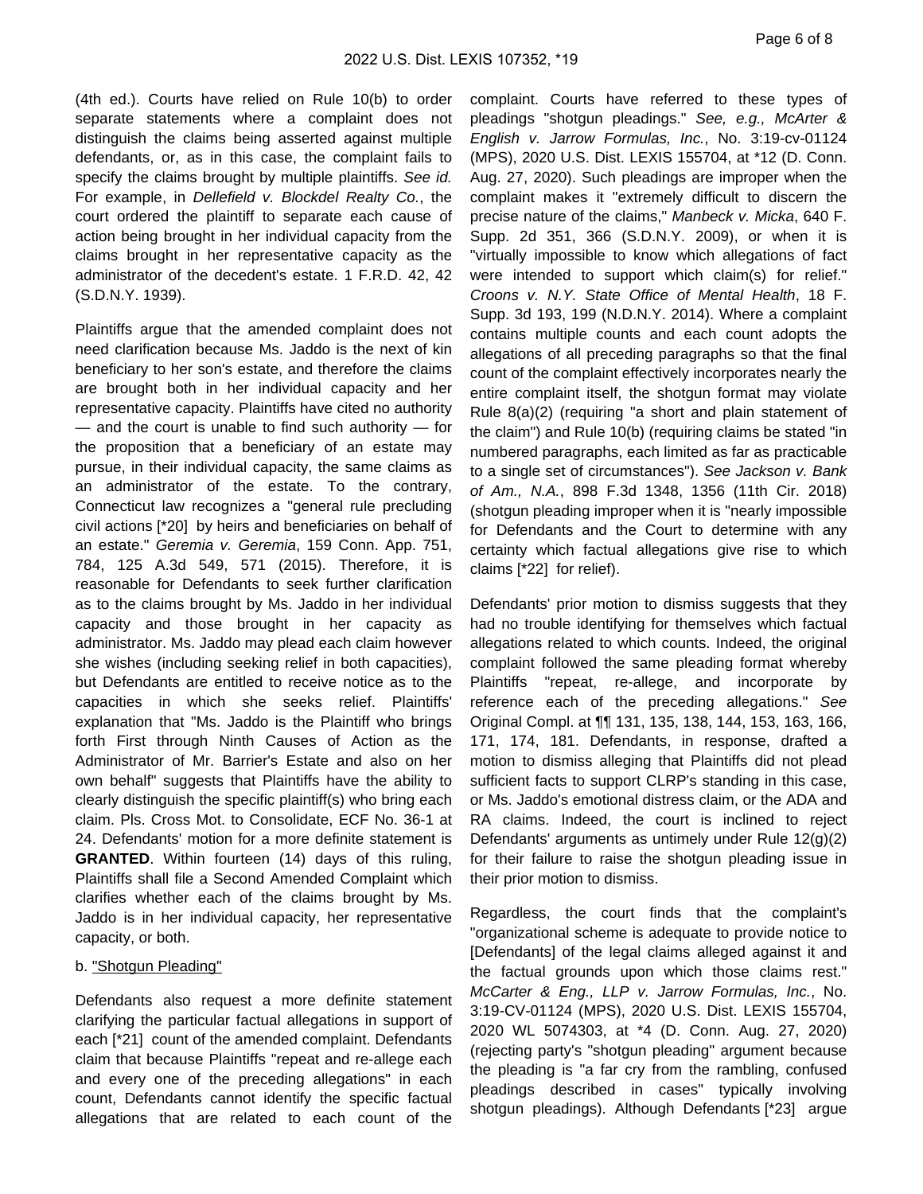(4th ed.). Courts have relied on Rule 10(b) to order separate statements where a complaint does not distinguish the claims being asserted against multiple defendants, or, as in this case, the complaint fails to specify the claims brought by multiple plaintiffs. *See id.* For example, in *Dellefield v. Blockdel Realty Co.*, the court ordered the plaintiff to separate each cause of action being brought in her individual capacity from the claims brought in her representative capacity as the administrator of the decedent's estate. 1 F.R.D. 42, 42 (S.D.N.Y. 1939).

Plaintiffs argue that the amended complaint does not need clarification because Ms. Jaddo is the next of kin beneficiary to her son's estate, and therefore the claims are brought both in her individual capacity and her representative capacity. Plaintiffs have cited no authority — and the court is unable to find such authority — for the proposition that a beneficiary of an estate may pursue, in their individual capacity, the same claims as an administrator of the estate. To the contrary, Connecticut law recognizes a "general rule precluding civil actions [*20] by heirs and beneficiaries on behalf of an estate." *Geremia v. Geremia*, 159 Conn. App. 751, 784, 125 A.3d 549, 571 (2015). Therefore, it is reasonable for Defendants to seek further clarification as to the claims brought by Ms. Jaddo in her individual capacity and those brought in her capacity as administrator. Ms. Jaddo may plead each claim however she wishes (including seeking relief in both capacities), but Defendants are entitled to receive notice as to the capacities in which she seeks relief. Plaintiffs' explanation that "Ms. Jaddo is the Plaintiff who brings forth First through Ninth Causes of Action as the Administrator of Mr. Barrier's Estate and also on her own behalf" suggests that Plaintiffs have the ability to clearly distinguish the specific plaintiff(s) who bring each claim. Pls. Cross Mot. to Consolidate, ECF No. 36-1 at 24. Defendants' motion for a more definite statement is **GRANTED**. Within fourteen (14) days of this ruling, Plaintiffs shall file a Second Amended Complaint which clarifies whether each of the claims brought by Ms. Jaddo is in her individual capacity, her representative capacity, or both.

b. "Shotgun Pleading"

Defendants also request a more definite statement clarifying the particular factual allegations in support of each [*21] count of the amended complaint. Defendants claim that because Plaintiffs "repeat and re-allege each and every one of the preceding allegations" in each count, Defendants cannot identify the specific factual allegations that are related to each count of the complaint. Courts have referred to these types of pleadings "shotgun pleadings." *See, e.g., McArter & English v. Jarrow Formulas, Inc.*, No. 3:19-cv-01124 (MPS), 2020 U.S. Dist. LEXIS 155704, at *12 (D. Conn. Aug. 27, 2020). Such pleadings are improper when the complaint makes it "extremely difficult to discern the precise nature of the claims," *Manbeck v. Micka*, 640 F. Supp. 2d 351, 366 (S.D.N.Y. 2009), or when it is "virtually impossible to know which allegations of fact were intended to support which claim(s) for relief." *Croons v. N.Y. State Office of Mental Health*, 18 F. Supp. 3d 193, 199 (N.D.N.Y. 2014). Where a complaint contains multiple counts and each count adopts the allegations of all preceding paragraphs so that the final count of the complaint effectively incorporates nearly the entire complaint itself, the shotgun format may violate Rule 8(a)(2) (requiring "a short and plain statement of the claim") and Rule 10(b) (requiring claims be stated "in numbered paragraphs, each limited as far as practicable to a single set of circumstances"). *See Jackson v. Bank of Am., N.A.*, 898 F.3d 1348, 1356 (11th Cir. 2018) (shotgun pleading improper when it is "nearly impossible for Defendants and the Court to determine with any certainty which factual allegations give rise to which claims [*22] for relief).

Defendants' prior motion to dismiss suggests that they had no trouble identifying for themselves which factual allegations related to which counts. Indeed, the original complaint followed the same pleading format whereby Plaintiffs "repeat, re-allege, and incorporate by reference each of the preceding allegations." *See* Original Compl. at ¶¶ 131, 135, 138, 144, 153, 163, 166, 171, 174, 181. Defendants, in response, drafted a motion to dismiss alleging that Plaintiffs did not plead sufficient facts to support CLRP's standing in this case, or Ms. Jaddo's emotional distress claim, or the ADA and RA claims. Indeed, the court is inclined to reject Defendants' arguments as untimely under Rule 12(g)(2) for their failure to raise the shotgun pleading issue in their prior motion to dismiss.

Regardless, the court finds that the complaint's "organizational scheme is adequate to provide notice to [Defendants] of the legal claims alleged against it and the factual grounds upon which those claims rest." *McCarter & Eng., LLP v. Jarrow Formulas, Inc.*, No. 3:19-CV-01124 (MPS), 2020 U.S. Dist. LEXIS 155704, 2020 WL 5074303, at *4 (D. Conn. Aug. 27, 2020) (rejecting party's "shotgun pleading" argument because the pleading is "a far cry from the rambling, confused pleadings described in cases" typically involving shotgun pleadings). Although Defendants [*23] argue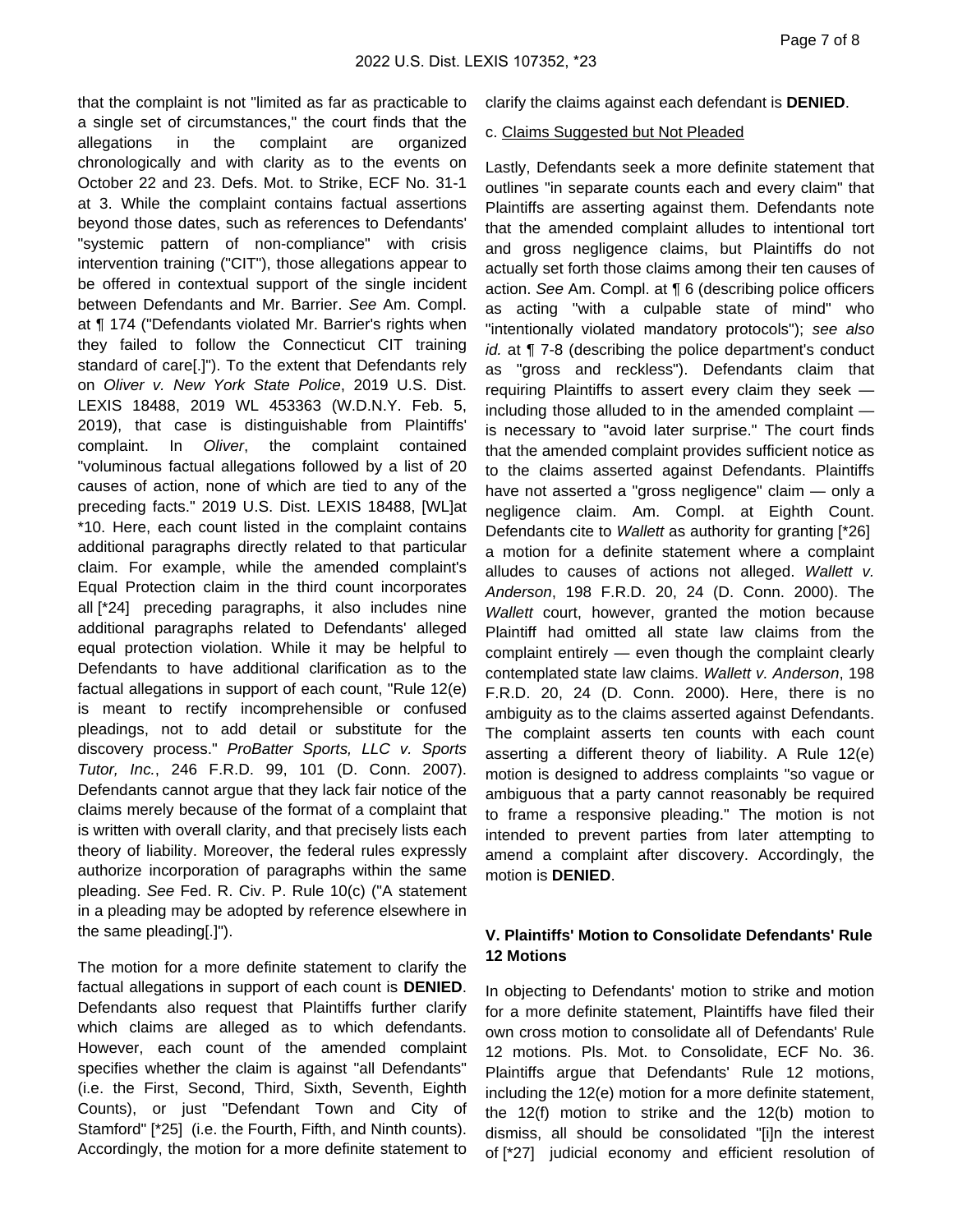that the complaint is not "limited as far as practicable to a single set of circumstances," the court finds that the allegations in the complaint are organized chronologically and with clarity as to the events on October 22 and 23. Defs. Mot. to Strike, ECF No. 31-1 at 3. While the complaint contains factual assertions beyond those dates, such as references to Defendants' "systemic pattern of non-compliance" with crisis intervention training ("CIT"), those allegations appear to be offered in contextual support of the single incident between Defendants and Mr. Barrier. *See* Am. Compl. at ¶ 174 ("Defendants violated Mr. Barrier's rights when they failed to follow the Connecticut CIT training standard of care[.]"). To the extent that Defendants rely on *Oliver v. New York State Police*, 2019 U.S. Dist. LEXIS 18488, 2019 WL 453363 (W.D.N.Y. Feb. 5, 2019), that case is distinguishable from Plaintiffs' complaint. In *Oliver*, the complaint contained "voluminous factual allegations followed by a list of 20 causes of action, none of which are tied to any of the preceding facts." 2019 U.S. Dist. LEXIS 18488, [WL]at *10. Here, each count listed in the complaint contains additional paragraphs directly related to that particular claim. For example, while the amended complaint's Equal Protection claim in the third count incorporates all [*24] preceding paragraphs, it also includes nine additional paragraphs related to Defendants' alleged equal protection violation. While it may be helpful to Defendants to have additional clarification as to the factual allegations in support of each count, "Rule 12(e) is meant to rectify incomprehensible or confused pleadings, not to add detail or substitute for the discovery process." *ProBatter Sports, LLC v. Sports Tutor, Inc.*, 246 F.R.D. 99, 101 (D. Conn. 2007). Defendants cannot argue that they lack fair notice of the claims merely because of the format of a complaint that is written with overall clarity, and that precisely lists each theory of liability. Moreover, the federal rules expressly authorize incorporation of paragraphs within the same pleading. *See* Fed. R. Civ. P. Rule 10(c) ("A statement in a pleading may be adopted by reference elsewhere in the same pleading[.]").

The motion for a more definite statement to clarify the factual allegations in support of each count is **DENIED**. Defendants also request that Plaintiffs further clarify which claims are alleged as to which defendants. However, each count of the amended complaint specifies whether the claim is against "all Defendants" (i.e. the First, Second, Third, Sixth, Seventh, Eighth Counts), or just "Defendant Town and City of Stamford" [*25] (i.e. the Fourth, Fifth, and Ninth counts). Accordingly, the motion for a more definite statement to clarify the claims against each defendant is **DENIED**.

c. Claims Suggested but Not Pleaded

Lastly, Defendants seek a more definite statement that outlines "in separate counts each and every claim" that Plaintiffs are asserting against them. Defendants note that the amended complaint alludes to intentional tort and gross negligence claims, but Plaintiffs do not actually set forth those claims among their ten causes of action. *See* Am. Compl. at ¶ 6 (describing police officers as acting "with a culpable state of mind" who "intentionally violated mandatory protocols"); *see also id.* at ¶ 7-8 (describing the police department's conduct as "gross and reckless"). Defendants claim that requiring Plaintiffs to assert every claim they seek — including those alluded to in the amended complaint — is necessary to "avoid later surprise." The court finds that the amended complaint provides sufficient notice as to the claims asserted against Defendants. Plaintiffs have not asserted a "gross negligence" claim — only a negligence claim. Am. Compl. at Eighth Count. Defendants cite to *Wallett* as authority for granting [*26] a motion for a definite statement where a complaint alludes to causes of actions not alleged. *Wallett v. Anderson*, 198 F.R.D. 20, 24 (D. Conn. 2000). The *Wallett* court, however, granted the motion because Plaintiff had omitted all state law claims from the complaint entirely — even though the complaint clearly contemplated state law claims. *Wallett v. Anderson*, 198 F.R.D. 20, 24 (D. Conn. 2000). Here, there is no ambiguity as to the claims asserted against Defendants. The complaint asserts ten counts with each count asserting a different theory of liability. A Rule 12(e) motion is designed to address complaints "so vague or ambiguous that a party cannot reasonably be required to frame a responsive pleading." The motion is not intended to prevent parties from later attempting to amend a complaint after discovery. Accordingly, the motion is **DENIED**.

### V. Plaintiffs' Motion to Consolidate Defendants' Rule 12 Motions

In objecting to Defendants' motion to strike and motion for a more definite statement, Plaintiffs have filed their own cross motion to consolidate all of Defendants' Rule 12 motions. Pls. Mot. to Consolidate, ECF No. 36. Plaintiffs argue that Defendants' Rule 12 motions, including the 12(e) motion for a more definite statement, the 12(f) motion to strike and the 12(b) motion to dismiss, all should be consolidated "[i]n the interest of [*27] judicial economy and efficient resolution of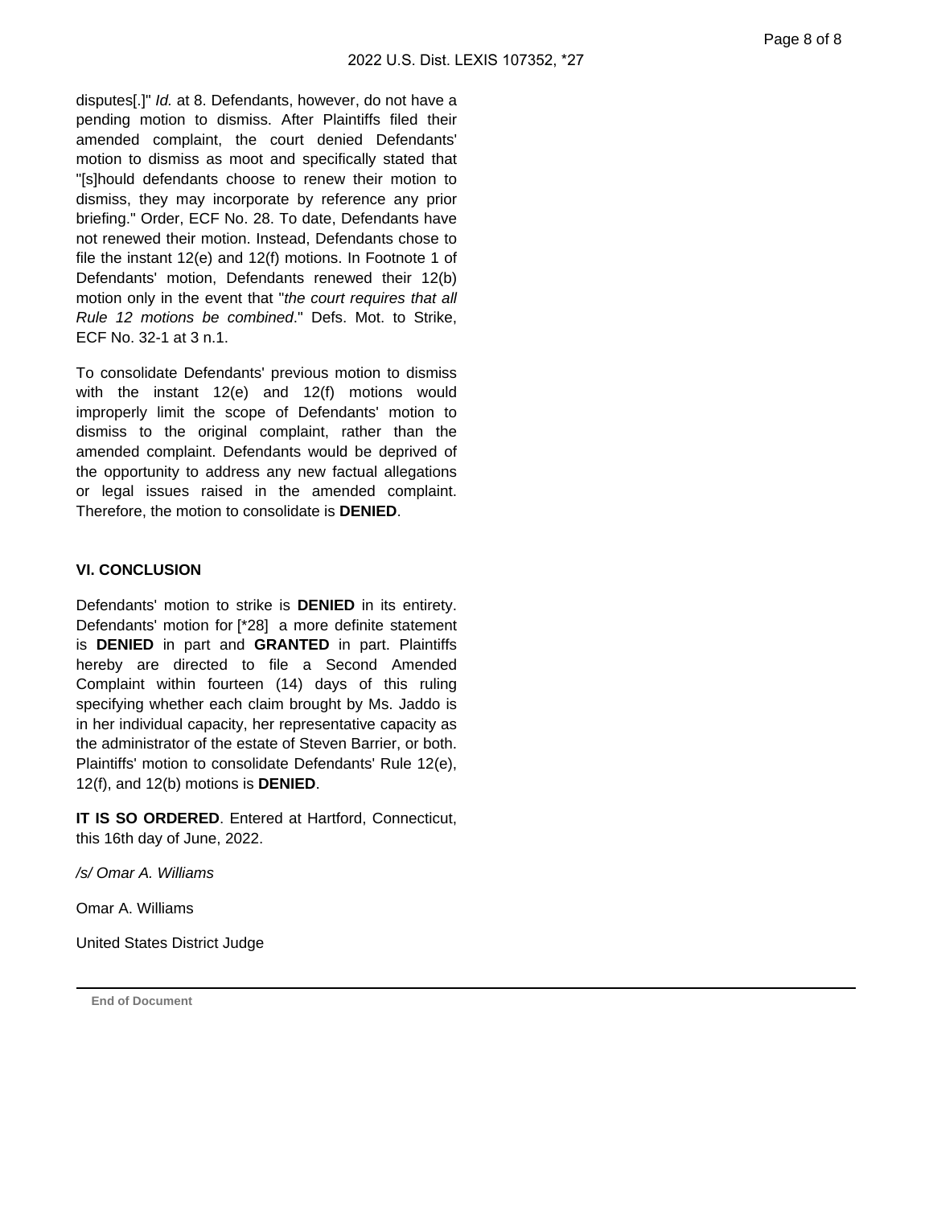disputes[.]" *Id.* at 8. Defendants, however, do not have a pending motion to dismiss. After Plaintiffs filed their amended complaint, the court denied Defendants' motion to dismiss as moot and specifically stated that "[s]hould defendants choose to renew their motion to dismiss, they may incorporate by reference any prior briefing." Order, ECF No. 28. To date, Defendants have not renewed their motion. Instead, Defendants chose to file the instant 12(e) and 12(f) motions. In Footnote 1 of Defendants' motion, Defendants renewed their 12(b) motion only in the event that "*the court requires that all Rule 12 motions be combined*." Defs. Mot. to Strike, ECF No. 32-1 at 3 n.1.

To consolidate Defendants' previous motion to dismiss with the instant 12(e) and 12(f) motions would improperly limit the scope of Defendants' motion to dismiss to the original complaint, rather than the amended complaint. Defendants would be deprived of the opportunity to address any new factual allegations or legal issues raised in the amended complaint. Therefore, the motion to consolidate is **DENIED**.

### VI. CONCLUSION

Defendants' motion to strike is **DENIED** in its entirety. Defendants' motion for [*28] a more definite statement is **DENIED** in part and **GRANTED** in part. Plaintiffs hereby are directed to file a Second Amended Complaint within fourteen (14) days of this ruling specifying whether each claim brought by Ms. Jaddo is in her individual capacity, her representative capacity as the administrator of the estate of Steven Barrier, or both. Plaintiffs' motion to consolidate Defendants' Rule 12(e), 12(f), and 12(b) motions is **DENIED**.

**IT IS SO ORDERED**. Entered at Hartford, Connecticut, this 16th day of June, 2022.

*/s/ Omar A. Williams*

Omar A. Williams

United States District Judge

**End of Document**